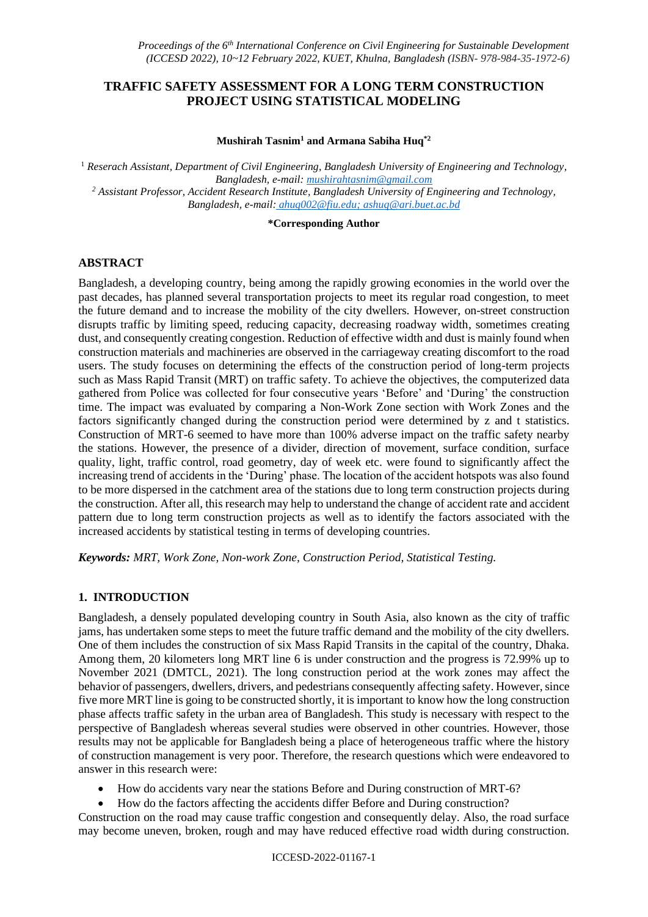# TRAFFIC SAFETY ASSESSMENT FOR A LONG TERM CONSTRUCTION PROJECT USING STATISTICAL MODELING

**Mushirah Tasnim[1] and Armana Sabiha Huq[*2]**

[1] *Reserach Assistant, Department of Civil Engineering, Bangladesh University of Engineering and Technology, Bangladesh, e-mail: mushirahtasnim@gmail.com*

[2] *Assistant Professor, Accident Research Institute, Bangladesh University of Engineering and Technology, Bangladesh, e-mail: ahuq002@fiu.edu; ashuq@ari.buet.ac.bd*

**\*Corresponding Author**

## ABSTRACT

Bangladesh, a developing country, being among the rapidly growing economies in the world over the past decades, has planned several transportation projects to meet its regular road congestion, to meet the future demand and to increase the mobility of the city dwellers. However, on-street construction disrupts traffic by limiting speed, reducing capacity, decreasing roadway width, sometimes creating dust, and consequently creating congestion. Reduction of effective width and dust is mainly found when construction materials and machineries are observed in the carriageway creating discomfort to the road users. The study focuses on determining the effects of the construction period of long-term projects such as Mass Rapid Transit (MRT) on traffic safety. To achieve the objectives, the computerized data gathered from Police was collected for four consecutive years 'Before' and 'During' the construction time. The impact was evaluated by comparing a Non-Work Zone section with Work Zones and the factors significantly changed during the construction period were determined by z and t statistics. Construction of MRT-6 seemed to have more than 100% adverse impact on the traffic safety nearby the stations. However, the presence of a divider, direction of movement, surface condition, surface quality, light, traffic control, road geometry, day of week etc. were found to significantly affect the increasing trend of accidents in the 'During' phase. The location of the accident hotspots was also found to be more dispersed in the catchment area of the stations due to long term construction projects during the construction. After all, this research may help to understand the change of accident rate and accident pattern due to long term construction projects as well as to identify the factors associated with the increased accidents by statistical testing in terms of developing countries.

***Keywords:*** *MRT, Work Zone, Non-work Zone, Construction Period, Statistical Testing.*

## 1. INTRODUCTION

Bangladesh, a densely populated developing country in South Asia, also known as the city of traffic jams, has undertaken some steps to meet the future traffic demand and the mobility of the city dwellers. One of them includes the construction of six Mass Rapid Transits in the capital of the country, Dhaka. Among them, 20 kilometers long MRT line 6 is under construction and the progress is 72.99% up to November 2021 (DMTCL, 2021). The long construction period at the work zones may affect the behavior of passengers, dwellers, drivers, and pedestrians consequently affecting safety. However, since five more MRT line is going to be constructed shortly, it is important to know how the long construction phase affects traffic safety in the urban area of Bangladesh. This study is necessary with respect to the perspective of Bangladesh whereas several studies were observed in other countries. However, those results may not be applicable for Bangladesh being a place of heterogeneous traffic where the history of construction management is very poor. Therefore, the research questions which were endeavored to answer in this research were:

- How do accidents vary near the stations Before and During construction of MRT-6?
- How do the factors affecting the accidents differ Before and During construction?

Construction on the road may cause traffic congestion and consequently delay. Also, the road surface may become uneven, broken, rough and may have reduced effective road width during construction.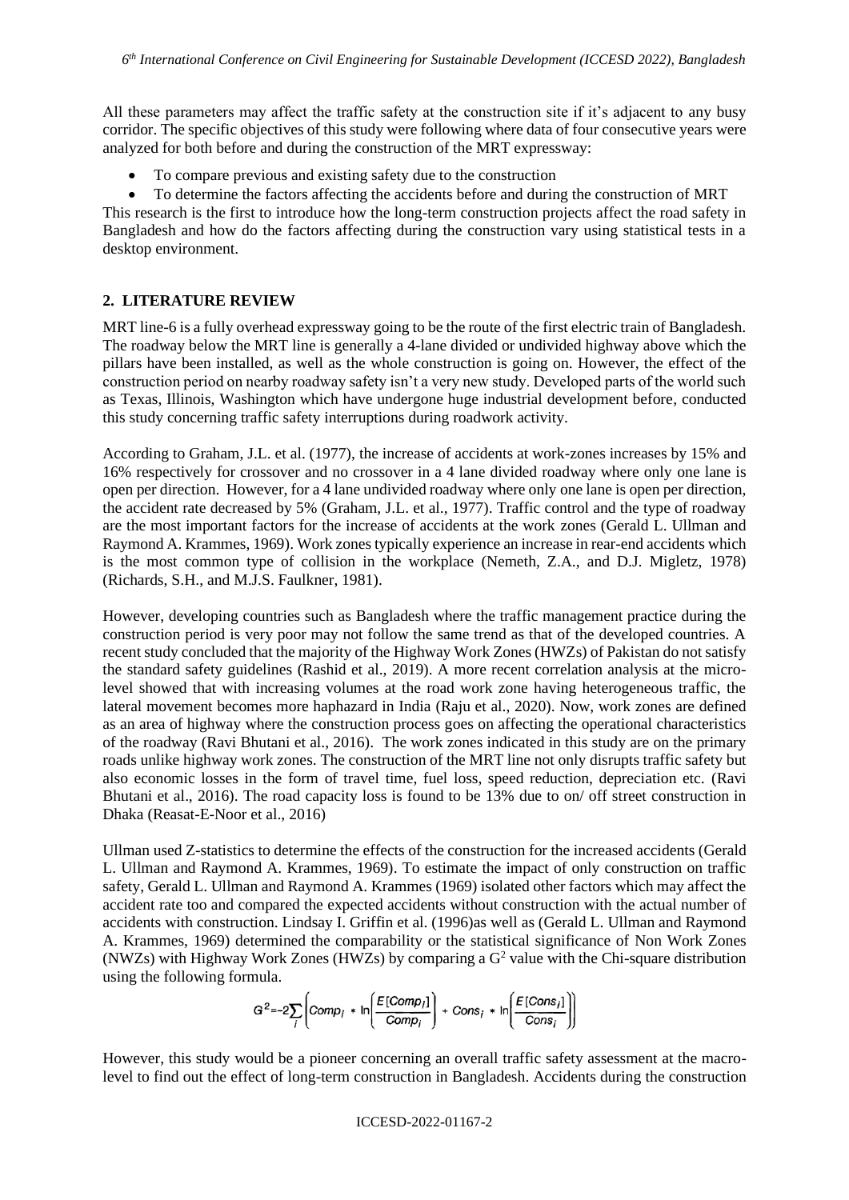All these parameters may affect the traffic safety at the construction site if it's adjacent to any busy corridor. The specific objectives of this study were following where data of four consecutive years were analyzed for both before and during the construction of the MRT expressway:

- To compare previous and existing safety due to the construction
- To determine the factors affecting the accidents before and during the construction of MRT

This research is the first to introduce how the long-term construction projects affect the road safety in Bangladesh and how do the factors affecting during the construction vary using statistical tests in a desktop environment.

## 2. LITERATURE REVIEW

MRT line-6 is a fully overhead expressway going to be the route of the first electric train of Bangladesh. The roadway below the MRT line is generally a 4-lane divided or undivided highway above which the pillars have been installed, as well as the whole construction is going on. However, the effect of the construction period on nearby roadway safety isn't a very new study. Developed parts of the world such as Texas, Illinois, Washington which have undergone huge industrial development before, conducted this study concerning traffic safety interruptions during roadwork activity.

According to Graham, J.L. et al. (1977), the increase of accidents at work-zones increases by 15% and 16% respectively for crossover and no crossover in a 4 lane divided roadway where only one lane is open per direction. However, for a 4 lane undivided roadway where only one lane is open per direction, the accident rate decreased by 5% (Graham, J.L. et al., 1977). Traffic control and the type of roadway are the most important factors for the increase of accidents at the work zones (Gerald L. Ullman and Raymond A. Krammes, 1969). Work zones typically experience an increase in rear-end accidents which is the most common type of collision in the workplace (Nemeth, Z.A., and D.J. Migletz, 1978) (Richards, S.H., and M.J.S. Faulkner, 1981).

However, developing countries such as Bangladesh where the traffic management practice during the construction period is very poor may not follow the same trend as that of the developed countries. A recent study concluded that the majority of the Highway Work Zones (HWZs) of Pakistan do not satisfy the standard safety guidelines (Rashid et al., 2019). A more recent correlation analysis at the micro-level showed that with increasing volumes at the road work zone having heterogeneous traffic, the lateral movement becomes more haphazard in India (Raju et al., 2020). Now, work zones are defined as an area of highway where the construction process goes on affecting the operational characteristics of the roadway (Ravi Bhutani et al., 2016). The work zones indicated in this study are on the primary roads unlike highway work zones. The construction of the MRT line not only disrupts traffic safety but also economic losses in the form of travel time, fuel loss, speed reduction, depreciation etc. (Ravi Bhutani et al., 2016). The road capacity loss is found to be 13% due to on/ off street construction in Dhaka (Reasat-E-Noor et al., 2016)

Ullman used Z-statistics to determine the effects of the construction for the increased accidents (Gerald L. Ullman and Raymond A. Krammes, 1969). To estimate the impact of only construction on traffic safety, Gerald L. Ullman and Raymond A. Krammes (1969) isolated other factors which may affect the accident rate too and compared the expected accidents without construction with the actual number of accidents with construction. Lindsay I. Griffin et al. (1996)as well as (Gerald L. Ullman and Raymond A. Krammes, 1969) determined the comparability or the statistical significance of Non Work Zones (NWZs) with Highway Work Zones (HWZs) by comparing a $G^2$ value with the Chi-square distribution using the following formula.

$$G^2 = -2\sum_i \left( Comp_i * \ln\left(\frac{E[Comp_i]}{Comp_i}\right) + Cons_i * \ln\left(\frac{E[Cons_i]}{Cons_i}\right) \right)$$

However, this study would be a pioneer concerning an overall traffic safety assessment at the macro-level to find out the effect of long-term construction in Bangladesh. Accidents during the construction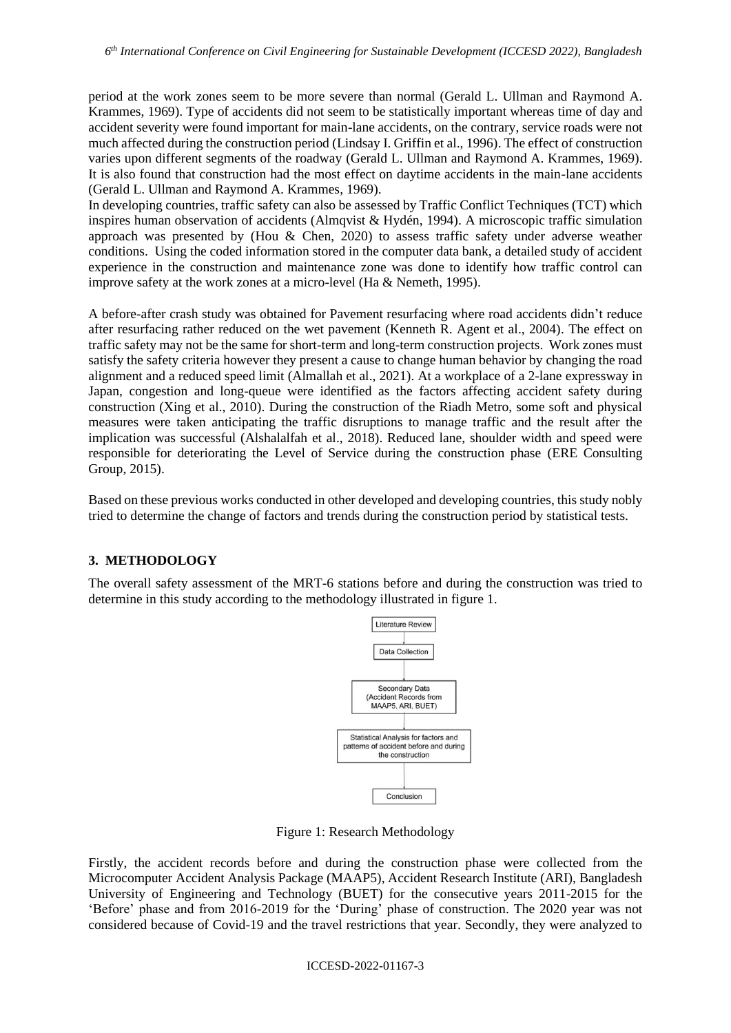period at the work zones seem to be more severe than normal (Gerald L. Ullman and Raymond A. Krammes, 1969). Type of accidents did not seem to be statistically important whereas time of day and accident severity were found important for main-lane accidents, on the contrary, service roads were not much affected during the construction period (Lindsay I. Griffin et al., 1996). The effect of construction varies upon different segments of the roadway (Gerald L. Ullman and Raymond A. Krammes, 1969). It is also found that construction had the most effect on daytime accidents in the main-lane accidents (Gerald L. Ullman and Raymond A. Krammes, 1969).
In developing countries, traffic safety can also be assessed by Traffic Conflict Techniques (TCT) which inspires human observation of accidents (Almqvist & Hydén, 1994). A microscopic traffic simulation approach was presented by (Hou & Chen, 2020) to assess traffic safety under adverse weather conditions. Using the coded information stored in the computer data bank, a detailed study of accident experience in the construction and maintenance zone was done to identify how traffic control can improve safety at the work zones at a micro-level (Ha & Nemeth, 1995).

A before-after crash study was obtained for Pavement resurfacing where road accidents didn't reduce after resurfacing rather reduced on the wet pavement (Kenneth R. Agent et al., 2004). The effect on traffic safety may not be the same for short-term and long-term construction projects. Work zones must satisfy the safety criteria however they present a cause to change human behavior by changing the road alignment and a reduced speed limit (Almallah et al., 2021). At a workplace of a 2-lane expressway in Japan, congestion and long-queue were identified as the factors affecting accident safety during construction (Xing et al., 2010). During the construction of the Riadh Metro, some soft and physical measures were taken anticipating the traffic disruptions to manage traffic and the result after the implication was successful (Alshalalfah et al., 2018). Reduced lane, shoulder width and speed were responsible for deteriorating the Level of Service during the construction phase (ERE Consulting Group, 2015).

Based on these previous works conducted in other developed and developing countries, this study nobly tried to determine the change of factors and trends during the construction period by statistical tests.

## 3. METHODOLOGY

The overall safety assessment of the MRT-6 stations before and during the construction was tried to determine in this study according to the methodology illustrated in figure 1.

Literature Review → Data Collection → Secondary Data (Accident Records from MAAP5, ARI, BUET) → Statistical Analysis for factors and patterns of accident before and during the construction → Conclusion

Figure 1: Research Methodology

Firstly, the accident records before and during the construction phase were collected from the Microcomputer Accident Analysis Package (MAAP5), Accident Research Institute (ARI), Bangladesh University of Engineering and Technology (BUET) for the consecutive years 2011-2015 for the 'Before' phase and from 2016-2019 for the 'During' phase of construction. The 2020 year was not considered because of Covid-19 and the travel restrictions that year. Secondly, they were analyzed to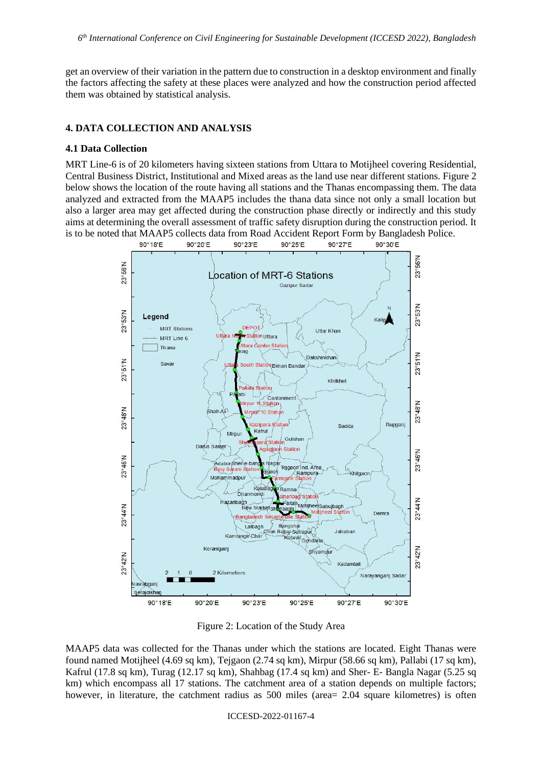get an overview of their variation in the pattern due to construction in a desktop environment and finally the factors affecting the safety at these places were analyzed and how the construction period affected them was obtained by statistical analysis.

## 4. DATA COLLECTION AND ANALYSIS

### 4.1 Data Collection

MRT Line-6 is of 20 kilometers having sixteen stations from Uttara to Motijheel covering Residential, Central Business District, Institutional and Mixed areas as the land use near different stations. Figure 2 below shows the location of the route having all stations and the Thanas encompassing them. The data analyzed and extracted from the MAAP5 includes the thana data since not only a small location but also a larger area may get affected during the construction phase directly or indirectly and this study aims at determining the overall assessment of traffic safety disruption during the construction period. It is to be noted that MAAP5 collects data from Road Accident Report Form by Bangladesh Police.

Figure 2: Location of the Study Area

MAAP5 data was collected for the Thanas under which the stations are located. Eight Thanas were found named Motijheel (4.69 sq km), Tejgaon (2.74 sq km), Mirpur (58.66 sq km), Pallabi (17 sq km), Kafrul (17.8 sq km), Turag (12.17 sq km), Shahbag (17.4 sq km) and Sher- E- Bangla Nagar (5.25 sq km) which encompass all 17 stations. The catchment area of a station depends on multiple factors; however, in literature, the catchment radius as 500 miles (area= 2.04 square kilometres) is often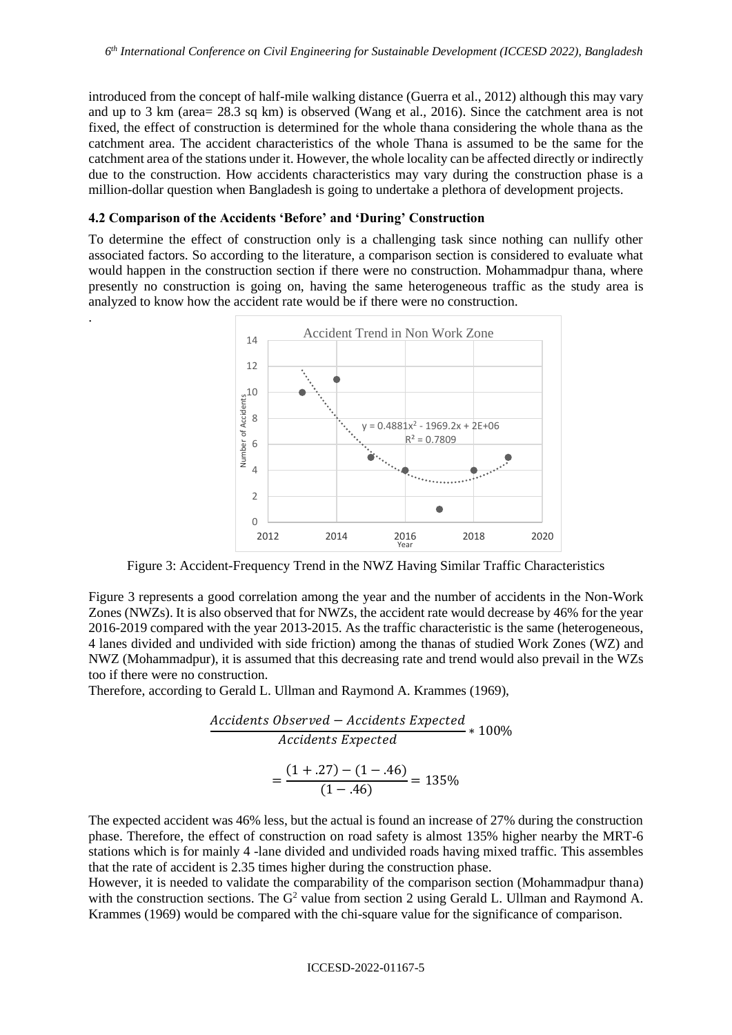introduced from the concept of half-mile walking distance (Guerra et al., 2012) although this may vary and up to 3 km (area= 28.3 sq km) is observed (Wang et al., 2016). Since the catchment area is not fixed, the effect of construction is determined for the whole thana considering the whole thana as the catchment area. The accident characteristics of the whole Thana is assumed to be the same for the catchment area of the stations under it. However, the whole locality can be affected directly or indirectly due to the construction. How accidents characteristics may vary during the construction phase is a million-dollar question when Bangladesh is going to undertake a plethora of development projects.

### 4.2 Comparison of the Accidents 'Before' and 'During' Construction

To determine the effect of construction only is a challenging task since nothing can nullify other associated factors. So according to the literature, a comparison section is considered to evaluate what would happen in the construction section if there were no construction. Mohammadpur thana, where presently no construction is going on, having the same heterogeneous traffic as the study area is analyzed to know how the accident rate would be if there were no construction.

.

Figure 3: Accident-Frequency Trend in the NWZ Having Similar Traffic Characteristics

Figure 3 represents a good correlation among the year and the number of accidents in the Non-Work Zones (NWZs). It is also observed that for NWZs, the accident rate would decrease by 46% for the year 2016-2019 compared with the year 2013-2015. As the traffic characteristic is the same (heterogeneous, 4 lanes divided and undivided with side friction) among the thanas of studied Work Zones (WZ) and NWZ (Mohammadpur), it is assumed that this decreasing rate and trend would also prevail in the WZs too if there were no construction.

Therefore, according to Gerald L. Ullman and Raymond A. Krammes (1969),

$$\frac{Accidents\ Observed - Accidents\ Expected}{Accidents\ Expected} * 100\%$$

$$= \frac{(1 + .27) - (1 - .46)}{(1 - .46)} = 135\%$$

The expected accident was 46% less, but the actual is found an increase of 27% during the construction phase. Therefore, the effect of construction on road safety is almost 135% higher nearby the MRT-6 stations which is for mainly 4 -lane divided and undivided roads having mixed traffic. This assembles that the rate of accident is 2.35 times higher during the construction phase.

However, it is needed to validate the comparability of the comparison section (Mohammadpur thana) with the construction sections. The $G^2$ value from section 2 using Gerald L. Ullman and Raymond A. Krammes (1969) would be compared with the chi-square value for the significance of comparison.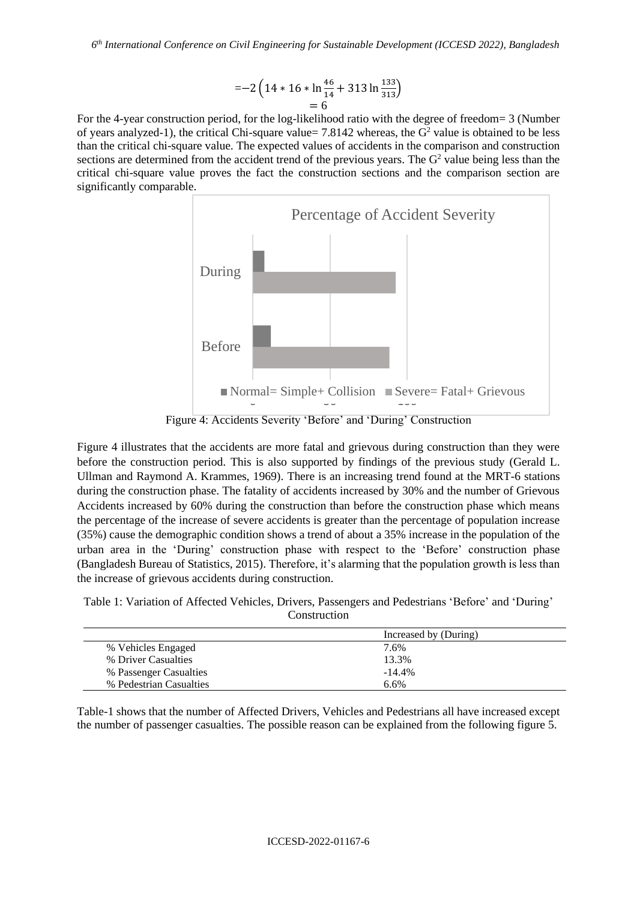$$= -2\left(14 * 16 * \ln\frac{46}{14} + 313\ln\frac{133}{313}\right)$$
$$= 6$$

For the 4-year construction period, for the log-likelihood ratio with the degree of freedom= 3 (Number of years analyzed-1), the critical Chi-square value= 7.8142 whereas, the $G^2$ value is obtained to be less than the critical chi-square value. The expected values of accidents in the comparison and construction sections are determined from the accident trend of the previous years. The $G^2$ value being less than the critical chi-square value proves the fact the construction sections and the comparison section are significantly comparable.

Figure 4: Accidents Severity 'Before' and 'During' Construction

Figure 4 illustrates that the accidents are more fatal and grievous during construction than they were before the construction period. This is also supported by findings of the previous study (Gerald L. Ullman and Raymond A. Krammes, 1969). There is an increasing trend found at the MRT-6 stations during the construction phase. The fatality of accidents increased by 30% and the number of Grievous Accidents increased by 60% during the construction than before the construction phase which means the percentage of the increase of severe accidents is greater than the percentage of population increase (35%) cause the demographic condition shows a trend of about a 35% increase in the population of the urban area in the 'During' construction phase with respect to the 'Before' construction phase (Bangladesh Bureau of Statistics, 2015). Therefore, it's alarming that the population growth is less than the increase of grievous accidents during construction.

Table 1: Variation of Affected Vehicles, Drivers, Passengers and Pedestrians 'Before' and 'During' Construction

| | Increased by (During) |
|---|---|
| % Vehicles Engaged | 7.6% |
| % Driver Casualties | 13.3% |
| % Passenger Casualties | -14.4% |
| % Pedestrian Casualties | 6.6% |

Table-1 shows that the number of Affected Drivers, Vehicles and Pedestrians all have increased except the number of passenger casualties. The possible reason can be explained from the following figure 5.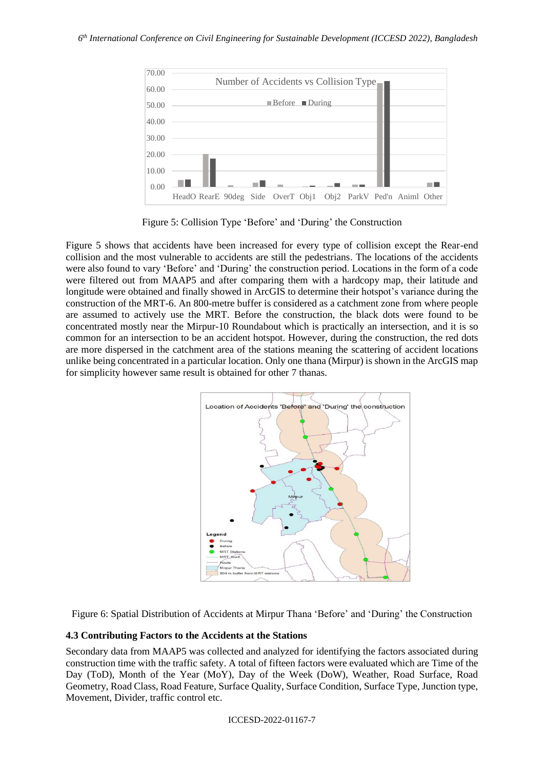Figure 5: Collision Type 'Before' and 'During' the Construction

Figure 5 shows that accidents have been increased for every type of collision except the Rear-end collision and the most vulnerable to accidents are still the pedestrians. The locations of the accidents were also found to vary 'Before' and 'During' the construction period. Locations in the form of a code were filtered out from MAAP5 and after comparing them with a hardcopy map, their latitude and longitude were obtained and finally showed in ArcGIS to determine their hotspot's variance during the construction of the MRT-6. An 800-metre buffer is considered as a catchment zone from where people are assumed to actively use the MRT. Before the construction, the black dots were found to be concentrated mostly near the Mirpur-10 Roundabout which is practically an intersection, and it is so common for an intersection to be an accident hotspot. However, during the construction, the red dots are more dispersed in the catchment area of the stations meaning the scattering of accident locations unlike being concentrated in a particular location. Only one thana (Mirpur) is shown in the ArcGIS map for simplicity however same result is obtained for other 7 thanas.

Figure 6: Spatial Distribution of Accidents at Mirpur Thana 'Before' and 'During' the Construction

### 4.3 Contributing Factors to the Accidents at the Stations

Secondary data from MAAP5 was collected and analyzed for identifying the factors associated during construction time with the traffic safety. A total of fifteen factors were evaluated which are Time of the Day (ToD), Month of the Year (MoY), Day of the Week (DoW), Weather, Road Surface, Road Geometry, Road Class, Road Feature, Surface Quality, Surface Condition, Surface Type, Junction type, Movement, Divider, traffic control etc.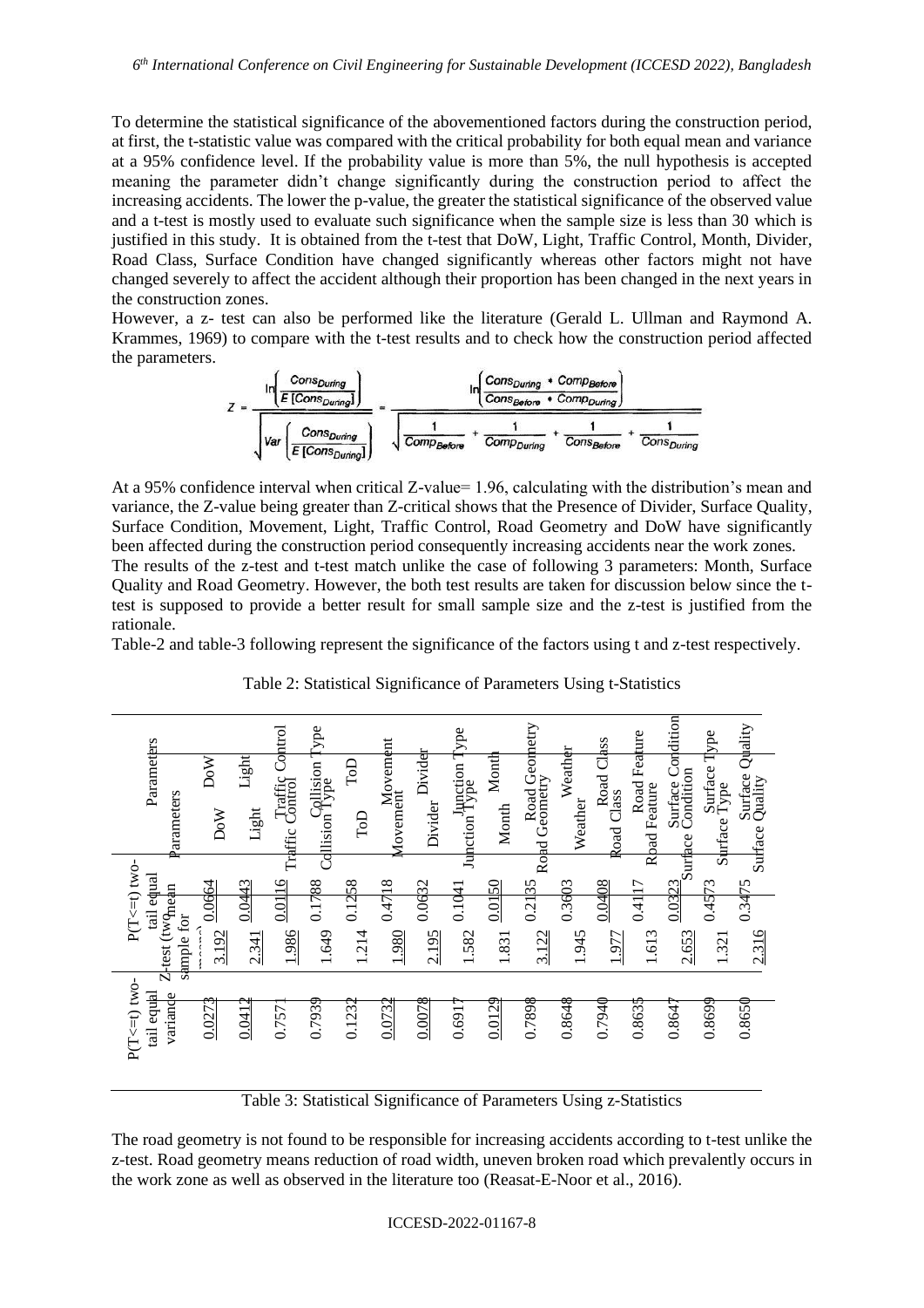To determine the statistical significance of the abovementioned factors during the construction period, at first, the t-statistic value was compared with the critical probability for both equal mean and variance at a 95% confidence level. If the probability value is more than 5%, the null hypothesis is accepted meaning the parameter didn't change significantly during the construction period to affect the increasing accidents. The lower the p-value, the greater the statistical significance of the observed value and a t-test is mostly used to evaluate such significance when the sample size is less than 30 which is justified in this study. It is obtained from the t-test that DoW, Light, Traffic Control, Month, Divider, Road Class, Surface Condition have changed significantly whereas other factors might not have changed severely to affect the accident although their proportion has been changed in the next years in the construction zones.

However, a z- test can also be performed like the literature (Gerald L. Ullman and Raymond A. Krammes, 1969) to compare with the t-test results and to check how the construction period affected the parameters.

$$Z = \frac{\ln\left(\frac{Cons_{During}}{E\,[Cons_{During}]}\right)}{\sqrt{Var\left(\frac{Cons_{During}}{E\,[Cons_{During}]}\right)}} = \frac{\ln\left(\frac{Cons_{During} \,*\, Comp_{Before}}{Cons_{Before} \,*\, Comp_{During}}\right)}{\sqrt{\frac{1}{Comp_{Before}} + \frac{1}{Comp_{During}} + \frac{1}{Cons_{Before}} + \frac{1}{Cons_{During}}}}$$

At a 95% confidence interval when critical Z-value= 1.96, calculating with the distribution's mean and variance, the Z-value being greater than Z-critical shows that the Presence of Divider, Surface Quality, Surface Condition, Movement, Light, Traffic Control, Road Geometry and DoW have significantly been affected during the construction period consequently increasing accidents near the work zones.

The results of the z-test and t-test match unlike the case of following 3 parameters: Month, Surface Quality and Road Geometry. However, the both test results are taken for discussion below since the t-test is supposed to provide a better result for small sample size and the z-test is justified from the rationale.

Table-2 and table-3 following represent the significance of the factors using t and z-test respectively.

Table 2: Statistical Significance of Parameters Using t-Statistics

| Parameters | P(T<=t) two-tail equal mean | P(T<=t) two-tail equal variance |
|---|---|---|
| DoW | 0.0664 | 0.0273 |
| Light | 0.0443 | 0.0412 |
| Traffic Control | 0.0116 | 0.7571 |
| Collision Type | 0.1788 | 0.7939 |
| ToD | 0.1258 | 0.1232 |
| Movement | 0.4718 | 0.0732 |
| Divider | 0.0632 | 0.0078 |
| Junction Type | 0.1041 | 0.6917 |
| Month | 0.0150 | 0.0129 |
| Road Geometry | 0.2135 | 0.7898 |
| Weather | 0.3603 | 0.8648 |
| Road Class | 0.0408 | 0.7940 |
| Road Feature | 0.4117 | 0.8635 |
| Surface Condition | 0.0323 | 0.8647 |
| Surface Type | 0.4573 | 0.8699 |
| Surface Quality | 0.3475 | 0.8650 |

| Parameters | Z-test (two sample for means) |
|---|---|
| DoW | 3.192 |
| Light | 2.341 |
| Traffic Control | 1.986 |
| Collision Type | 1.649 |
| ToD | 1.214 |
| Movement | 1.980 |
| Divider | 2.195 |
| Junction Type | 1.582 |
| Month | 1.831 |
| Road Geometry | 3.122 |
| Weather | 1.945 |
| Road Class | 1.977 |
| Road Feature | 1.613 |
| Surface Condition | 2.653 |
| Surface Type | 1.321 |
| Surface Quality | 2.316 |

Table 3: Statistical Significance of Parameters Using z-Statistics

The road geometry is not found to be responsible for increasing accidents according to t-test unlike the z-test. Road geometry means reduction of road width, uneven broken road which prevalently occurs in the work zone as well as observed in the literature too (Reasat-E-Noor et al., 2016).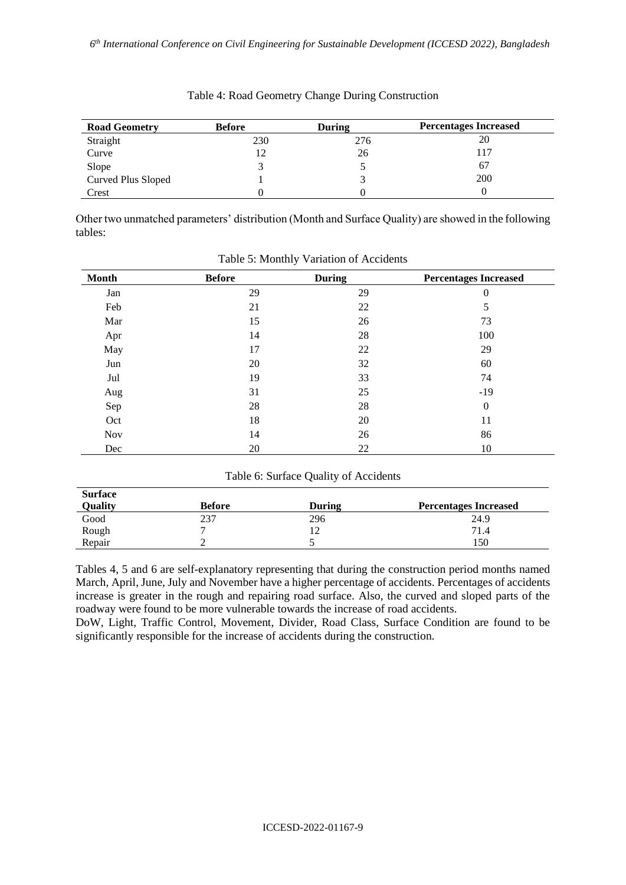Table 4: Road Geometry Change During Construction

| Road Geometry | Before | During | Percentages Increased |
|---|---|---|---|
| Straight | 230 | 276 | 20 |
| Curve | 12 | 26 | 117 |
| Slope | 3 | 5 | 67 |
| Curved Plus Sloped | 1 | 3 | 200 |
| Crest | 0 | 0 | 0 |

Other two unmatched parameters' distribution (Month and Surface Quality) are showed in the following tables:

Table 5: Monthly Variation of Accidents

| Month | Before | During | Percentages Increased |
|---|---|---|---|
| Jan | 29 | 29 | 0 |
| Feb | 21 | 22 | 5 |
| Mar | 15 | 26 | 73 |
| Apr | 14 | 28 | 100 |
| May | 17 | 22 | 29 |
| Jun | 20 | 32 | 60 |
| Jul | 19 | 33 | 74 |
| Aug | 31 | 25 | -19 |
| Sep | 28 | 28 | 0 |
| Oct | 18 | 20 | 11 |
| Nov | 14 | 26 | 86 |
| Dec | 20 | 22 | 10 |

Table 6: Surface Quality of Accidents

| Surface Quality | Before | During | Percentages Increased |
|---|---|---|---|
| Good | 237 | 296 | 24.9 |
| Rough | 7 | 12 | 71.4 |
| Repair | 2 | 5 | 150 |

Tables 4, 5 and 6 are self-explanatory representing that during the construction period months named March, April, June, July and November have a higher percentage of accidents. Percentages of accidents increase is greater in the rough and repairing road surface. Also, the curved and sloped parts of the roadway were found to be more vulnerable towards the increase of road accidents.

DoW, Light, Traffic Control, Movement, Divider, Road Class, Surface Condition are found to be significantly responsible for the increase of accidents during the construction.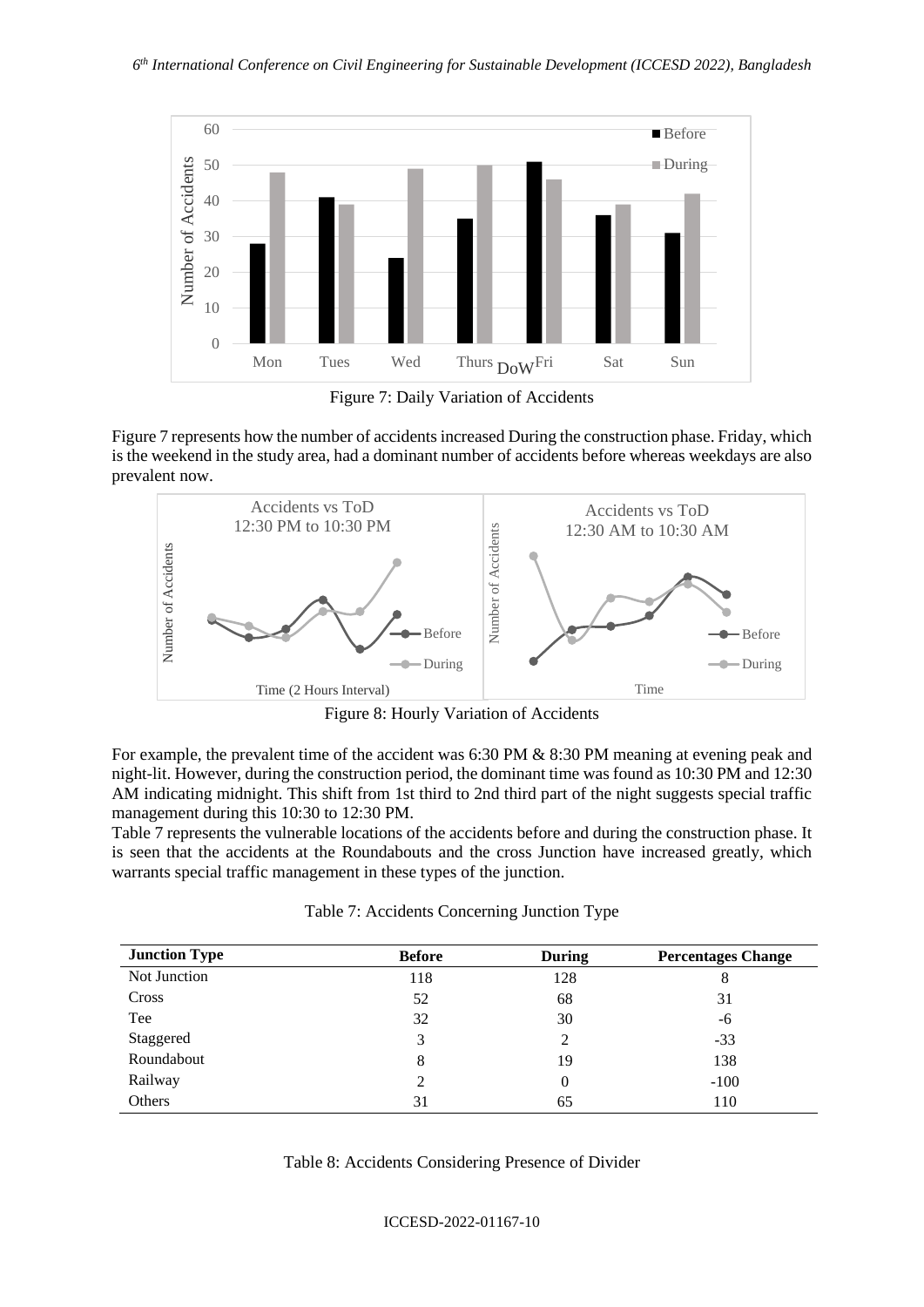Figure 7: Daily Variation of Accidents

Figure 7 represents how the number of accidents increased During the construction phase. Friday, which is the weekend in the study area, had a dominant number of accidents before whereas weekdays are also prevalent now.

Figure 8: Hourly Variation of Accidents

For example, the prevalent time of the accident was 6:30 PM & 8:30 PM meaning at evening peak and night-lit. However, during the construction period, the dominant time was found as 10:30 PM and 12:30 AM indicating midnight. This shift from 1st third to 2nd third part of the night suggests special traffic management during this 10:30 to 12:30 PM.

Table 7 represents the vulnerable locations of the accidents before and during the construction phase. It is seen that the accidents at the Roundabouts and the cross Junction have increased greatly, which warrants special traffic management in these types of the junction.

Table 7: Accidents Concerning Junction Type

| Junction Type | Before | During | Percentages Change |
|---|---|---|---|
| Not Junction | 118 | 128 | 8 |
| Cross | 52 | 68 | 31 |
| Tee | 32 | 30 | -6 |
| Staggered | 3 | 2 | -33 |
| Roundabout | 8 | 19 | 138 |
| Railway | 2 | 0 | -100 |
| Others | 31 | 65 | 110 |

Table 8: Accidents Considering Presence of Divider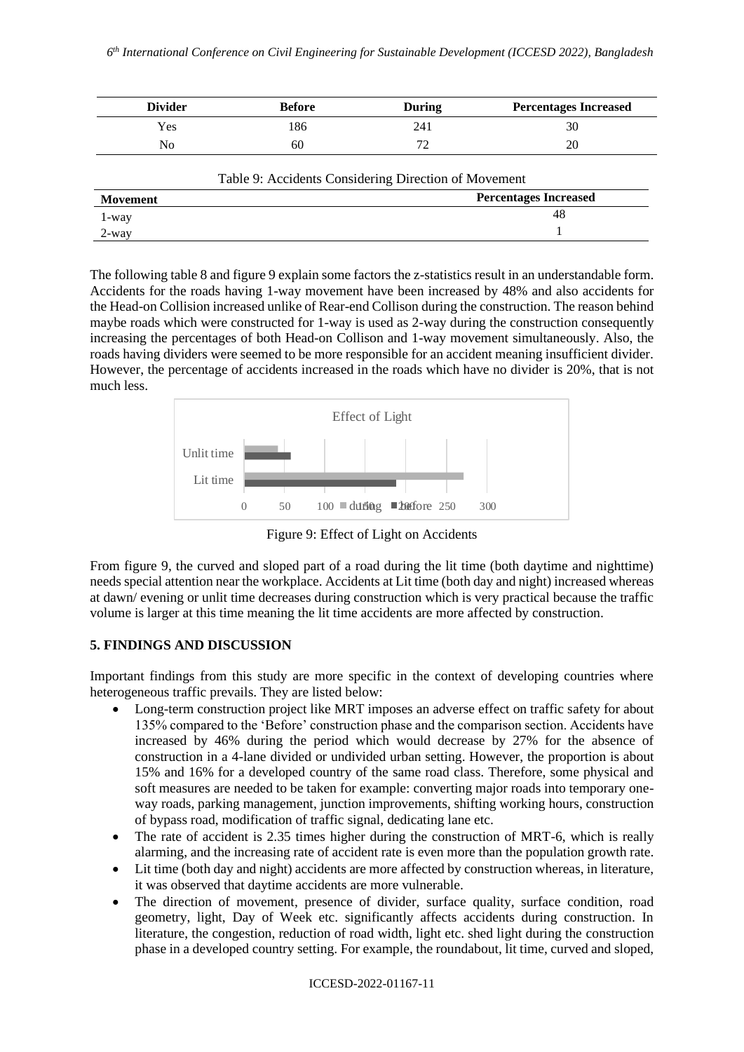| Divider | Before | During | Percentages Increased |
|---|---|---|---|
| Yes | 186 | 241 | 30 |
| No | 60 | 72 | 20 |

Table 9: Accidents Considering Direction of Movement

| Movement | Percentages Increased |
|---|---|
| 1-way | 48 |
| 2-way | 1 |

The following table 8 and figure 9 explain some factors the z-statistics result in an understandable form. Accidents for the roads having 1-way movement have been increased by 48% and also accidents for the Head-on Collision increased unlike of Rear-end Collison during the construction. The reason behind maybe roads which were constructed for 1-way is used as 2-way during the construction consequently increasing the percentages of both Head-on Collison and 1-way movement simultaneously. Also, the roads having dividers were seemed to be more responsible for an accident meaning insufficient divider. However, the percentage of accidents increased in the roads which have no divider is 20%, that is not much less.

Figure 9: Effect of Light on Accidents

From figure 9, the curved and sloped part of a road during the lit time (both daytime and nighttime) needs special attention near the workplace. Accidents at Lit time (both day and night) increased whereas at dawn/ evening or unlit time decreases during construction which is very practical because the traffic volume is larger at this time meaning the lit time accidents are more affected by construction.

## 5. FINDINGS AND DISCUSSION

Important findings from this study are more specific in the context of developing countries where heterogeneous traffic prevails. They are listed below:

- Long-term construction project like MRT imposes an adverse effect on traffic safety for about 135% compared to the 'Before' construction phase and the comparison section. Accidents have increased by 46% during the period which would decrease by 27% for the absence of construction in a 4-lane divided or undivided urban setting. However, the proportion is about 15% and 16% for a developed country of the same road class. Therefore, some physical and soft measures are needed to be taken for example: converting major roads into temporary one-way roads, parking management, junction improvements, shifting working hours, construction of bypass road, modification of traffic signal, dedicating lane etc.
- The rate of accident is 2.35 times higher during the construction of MRT-6, which is really alarming, and the increasing rate of accident rate is even more than the population growth rate.
- Lit time (both day and night) accidents are more affected by construction whereas, in literature, it was observed that daytime accidents are more vulnerable.
- The direction of movement, presence of divider, surface quality, surface condition, road geometry, light, Day of Week etc. significantly affects accidents during construction. In literature, the congestion, reduction of road width, light etc. shed light during the construction phase in a developed country setting. For example, the roundabout, lit time, curved and sloped,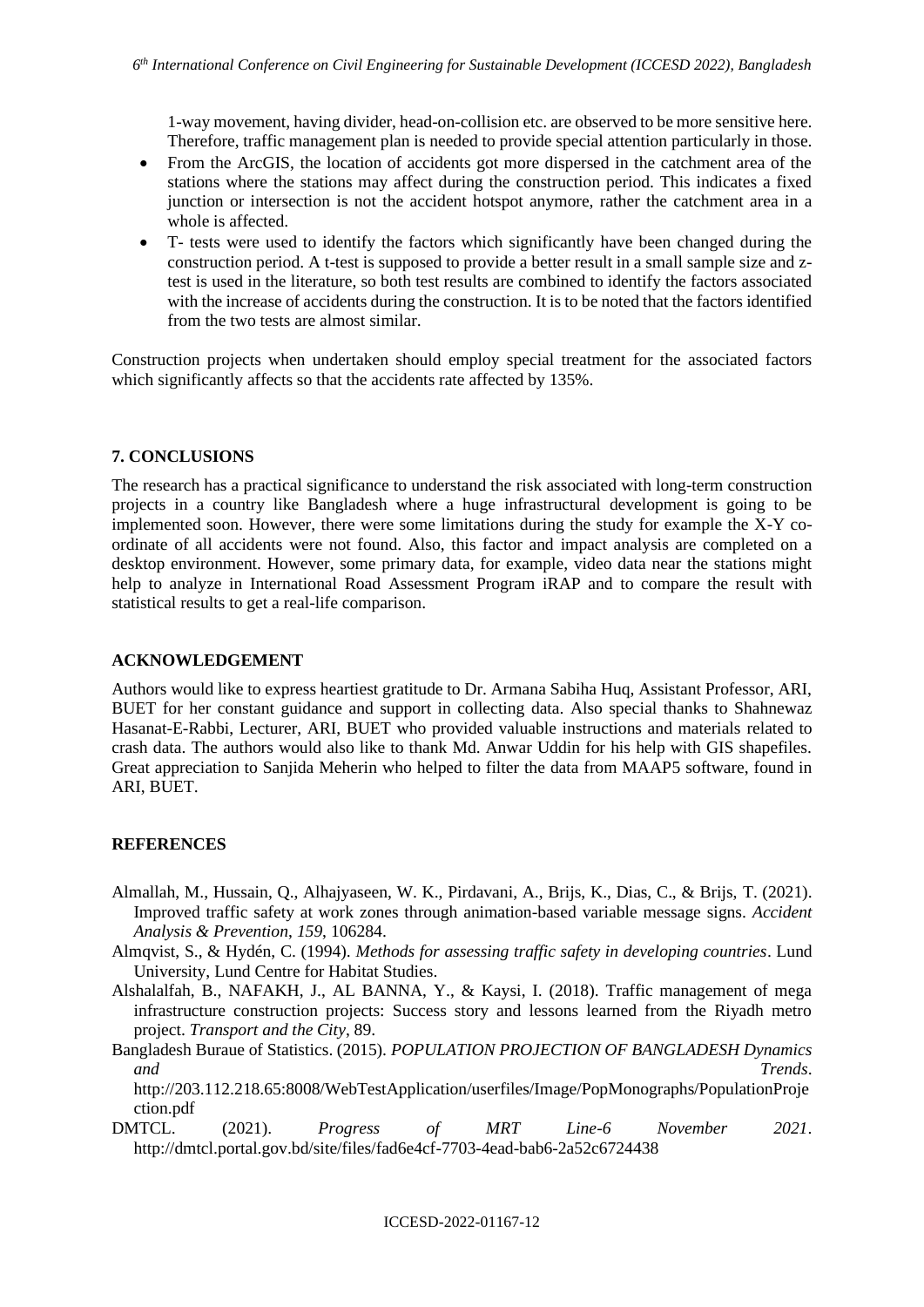1-way movement, having divider, head-on-collision etc. are observed to be more sensitive here. Therefore, traffic management plan is needed to provide special attention particularly in those.

- From the ArcGIS, the location of accidents got more dispersed in the catchment area of the stations where the stations may affect during the construction period. This indicates a fixed junction or intersection is not the accident hotspot anymore, rather the catchment area in a whole is affected.
- T- tests were used to identify the factors which significantly have been changed during the construction period. A t-test is supposed to provide a better result in a small sample size and z-test is used in the literature, so both test results are combined to identify the factors associated with the increase of accidents during the construction. It is to be noted that the factors identified from the two tests are almost similar.

Construction projects when undertaken should employ special treatment for the associated factors which significantly affects so that the accidents rate affected by 135%.

## 7. CONCLUSIONS

The research has a practical significance to understand the risk associated with long-term construction projects in a country like Bangladesh where a huge infrastructural development is going to be implemented soon. However, there were some limitations during the study for example the X-Y co-ordinate of all accidents were not found. Also, this factor and impact analysis are completed on a desktop environment. However, some primary data, for example, video data near the stations might help to analyze in International Road Assessment Program iRAP and to compare the result with statistical results to get a real-life comparison.

## ACKNOWLEDGEMENT

Authors would like to express heartiest gratitude to Dr. Armana Sabiha Huq, Assistant Professor, ARI, BUET for her constant guidance and support in collecting data. Also special thanks to Shahnewaz Hasanat-E-Rabbi, Lecturer, ARI, BUET who provided valuable instructions and materials related to crash data. The authors would also like to thank Md. Anwar Uddin for his help with GIS shapefiles. Great appreciation to Sanjida Meherin who helped to filter the data from MAAP5 software, found in ARI, BUET.

## REFERENCES

Almallah, M., Hussain, Q., Alhajyaseen, W. K., Pirdavani, A., Brijs, K., Dias, C., & Brijs, T. (2021). Improved traffic safety at work zones through animation-based variable message signs. *Accident Analysis & Prevention*, *159*, 106284.

Almqvist, S., & Hydén, C. (1994). *Methods for assessing traffic safety in developing countries*. Lund University, Lund Centre for Habitat Studies.

Alshalalfah, B., NAFAKH, J., AL BANNA, Y., & Kaysi, I. (2018). Traffic management of mega infrastructure construction projects: Success story and lessons learned from the Riyadh metro project. *Transport and the City*, 89.

Bangladesh Buraue of Statistics. (2015). *POPULATION PROJECTION OF BANGLADESH Dynamics and Trends*. http://203.112.218.65:8008/WebTestApplication/userfiles/Image/PopMonographs/PopulationProjection.pdf

DMTCL. (2021). *Progress of MRT Line-6 November 2021*. http://dmtcl.portal.gov.bd/site/files/fad6e4cf-7703-4ead-bab6-2a52c6724438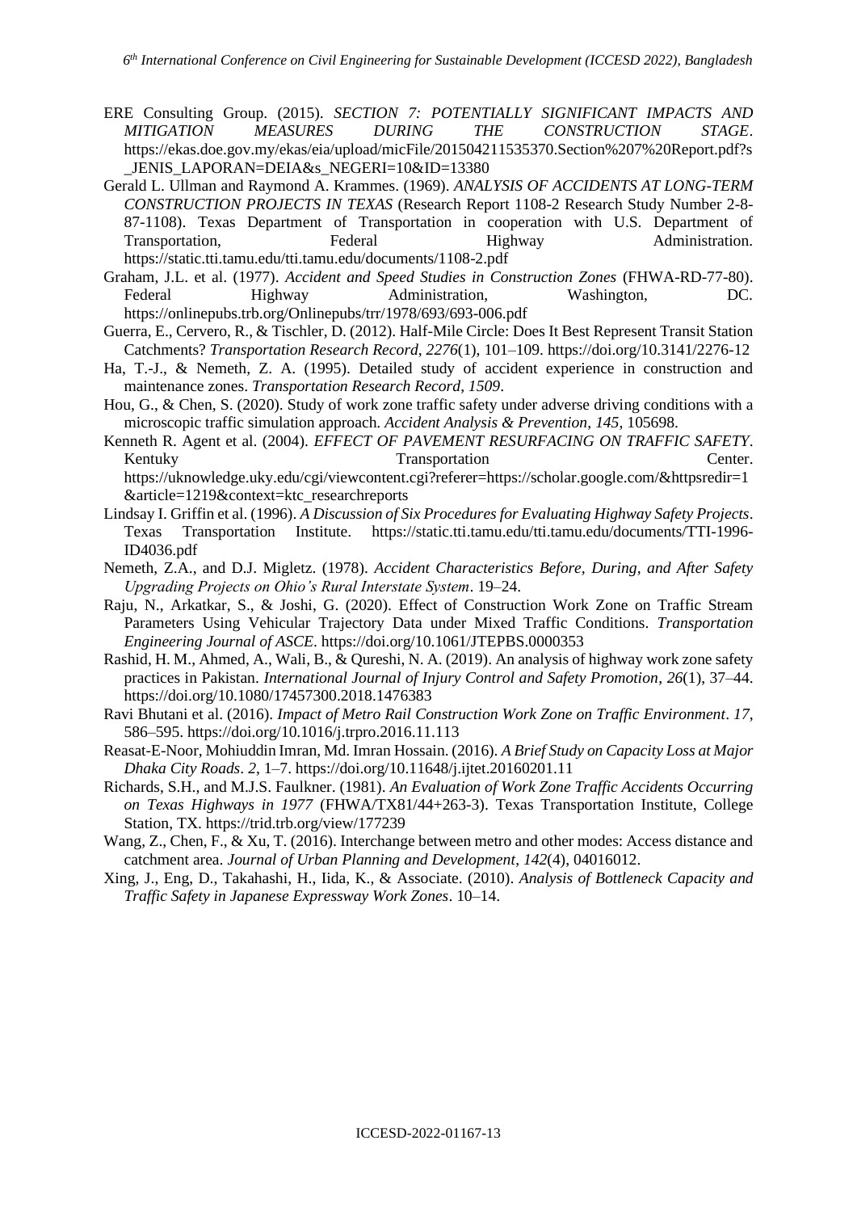ERE Consulting Group. (2015). *SECTION 7: POTENTIALLY SIGNIFICANT IMPACTS AND MITIGATION MEASURES DURING THE CONSTRUCTION STAGE*. https://ekas.doe.gov.my/ekas/eia/upload/micFile/201504211535370.Section%207%20Report.pdf?s_JENIS_LAPORAN=DEIA&s_NEGERI=10&ID=13380

Gerald L. Ullman and Raymond A. Krammes. (1969). *ANALYSIS OF ACCIDENTS AT LONG-TERM CONSTRUCTION PROJECTS IN TEXAS* (Research Report 1108-2 Research Study Number 2-8-87-1108). Texas Department of Transportation in cooperation with U.S. Department of Transportation, Federal Highway Administration. https://static.tti.tamu.edu/tti.tamu.edu/documents/1108-2.pdf

Graham, J.L. et al. (1977). *Accident and Speed Studies in Construction Zones* (FHWA-RD-77-80). Federal Highway Administration, Washington, DC. https://onlinepubs.trb.org/Onlinepubs/trr/1978/693/693-006.pdf

Guerra, E., Cervero, R., & Tischler, D. (2012). Half-Mile Circle: Does It Best Represent Transit Station Catchments? *Transportation Research Record*, *2276*(1), 101–109. https://doi.org/10.3141/2276-12

Ha, T.-J., & Nemeth, Z. A. (1995). Detailed study of accident experience in construction and maintenance zones. *Transportation Research Record*, *1509*.

Hou, G., & Chen, S. (2020). Study of work zone traffic safety under adverse driving conditions with a microscopic traffic simulation approach. *Accident Analysis & Prevention*, *145*, 105698.

Kenneth R. Agent et al. (2004). *EFFECT OF PAVEMENT RESURFACING ON TRAFFIC SAFETY*. Kentuky Transportation Center. https://uknowledge.uky.edu/cgi/viewcontent.cgi?referer=https://scholar.google.com/&httpsredir=1&article=1219&context=ktc_researchreports

Lindsay I. Griffin et al. (1996). *A Discussion of Six Procedures for Evaluating Highway Safety Projects*. Texas Transportation Institute. https://static.tti.tamu.edu/tti.tamu.edu/documents/TTI-1996-ID4036.pdf

Nemeth, Z.A., and D.J. Migletz. (1978). *Accident Characteristics Before, During, and After Safety Upgrading Projects on Ohio's Rural Interstate System*. 19–24.

Raju, N., Arkatkar, S., & Joshi, G. (2020). Effect of Construction Work Zone on Traffic Stream Parameters Using Vehicular Trajectory Data under Mixed Traffic Conditions. *Transportation Engineering Journal of ASCE*. https://doi.org/10.1061/JTEPBS.0000353

Rashid, H. M., Ahmed, A., Wali, B., & Qureshi, N. A. (2019). An analysis of highway work zone safety practices in Pakistan. *International Journal of Injury Control and Safety Promotion*, *26*(1), 37–44. https://doi.org/10.1080/17457300.2018.1476383

Ravi Bhutani et al. (2016). *Impact of Metro Rail Construction Work Zone on Traffic Environment*. *17*, 586–595. https://doi.org/10.1016/j.trpro.2016.11.113

Reasat-E-Noor, Mohiuddin Imran, Md. Imran Hossain. (2016). *A Brief Study on Capacity Loss at Major Dhaka City Roads*. *2*, 1–7. https://doi.org/10.11648/j.ijtet.20160201.11

Richards, S.H., and M.J.S. Faulkner. (1981). *An Evaluation of Work Zone Traffic Accidents Occurring on Texas Highways in 1977* (FHWA/TX81/44+263-3). Texas Transportation Institute, College Station, TX. https://trid.trb.org/view/177239

Wang, Z., Chen, F., & Xu, T. (2016). Interchange between metro and other modes: Access distance and catchment area. *Journal of Urban Planning and Development*, *142*(4), 04016012.

Xing, J., Eng, D., Takahashi, H., Iida, K., & Associate. (2010). *Analysis of Bottleneck Capacity and Traffic Safety in Japanese Expressway Work Zones*. 10–14.